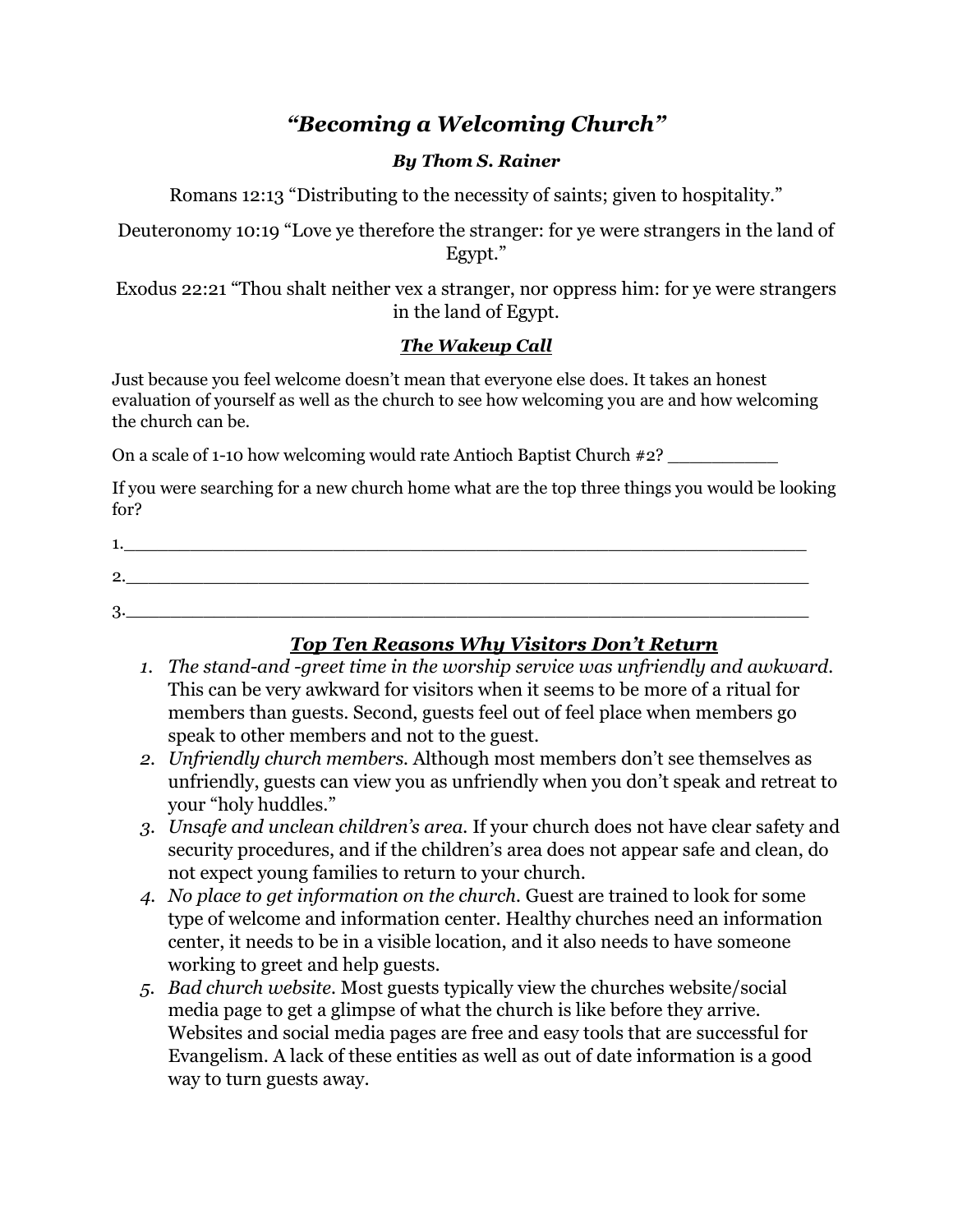# *“Becoming a Welcoming Church”*

***By Thom S. Rainer***

Romans 12:13 “Distributing to the necessity of saints; given to hospitality.”

Deuteronomy 10:19 “Love ye therefore the stranger: for ye were strangers in the land of Egypt.”

Exodus 22:21 “Thou shalt neither vex a stranger, nor oppress him: for ye were strangers in the land of Egypt.

## ***The Wakeup Call***

Just because you feel welcome doesn’t mean that everyone else does. It takes an honest evaluation of yourself as well as the church to see how welcoming you are and how welcoming the church can be.

On a scale of 1-10 how welcoming would rate Antioch Baptist Church #2? __________

If you were searching for a new church home what are the top three things you would be looking for?

1.____________________________________________________________

2.____________________________________________________________

3.____________________________________________________________

## ***Top Ten Reasons Why Visitors Don’t Return***

1. *The stand-and -greet time in the worship service was unfriendly and awkward.* This can be very awkward for visitors when it seems to be more of a ritual for members than guests. Second, guests feel out of feel place when members go speak to other members and not to the guest.
2. *Unfriendly church members.* Although most members don’t see themselves as unfriendly, guests can view you as unfriendly when you don’t speak and retreat to your “holy huddles.”
3. *Unsafe and unclean children’s area.* If your church does not have clear safety and security procedures, and if the children’s area does not appear safe and clean, do not expect young families to return to your church.
4. *No place to get information on the church.* Guest are trained to look for some type of welcome and information center. Healthy churches need an information center, it needs to be in a visible location, and it also needs to have someone working to greet and help guests.
5. *Bad church website.* Most guests typically view the churches website/social media page to get a glimpse of what the church is like before they arrive. Websites and social media pages are free and easy tools that are successful for Evangelism. A lack of these entities as well as out of date information is a good way to turn guests away.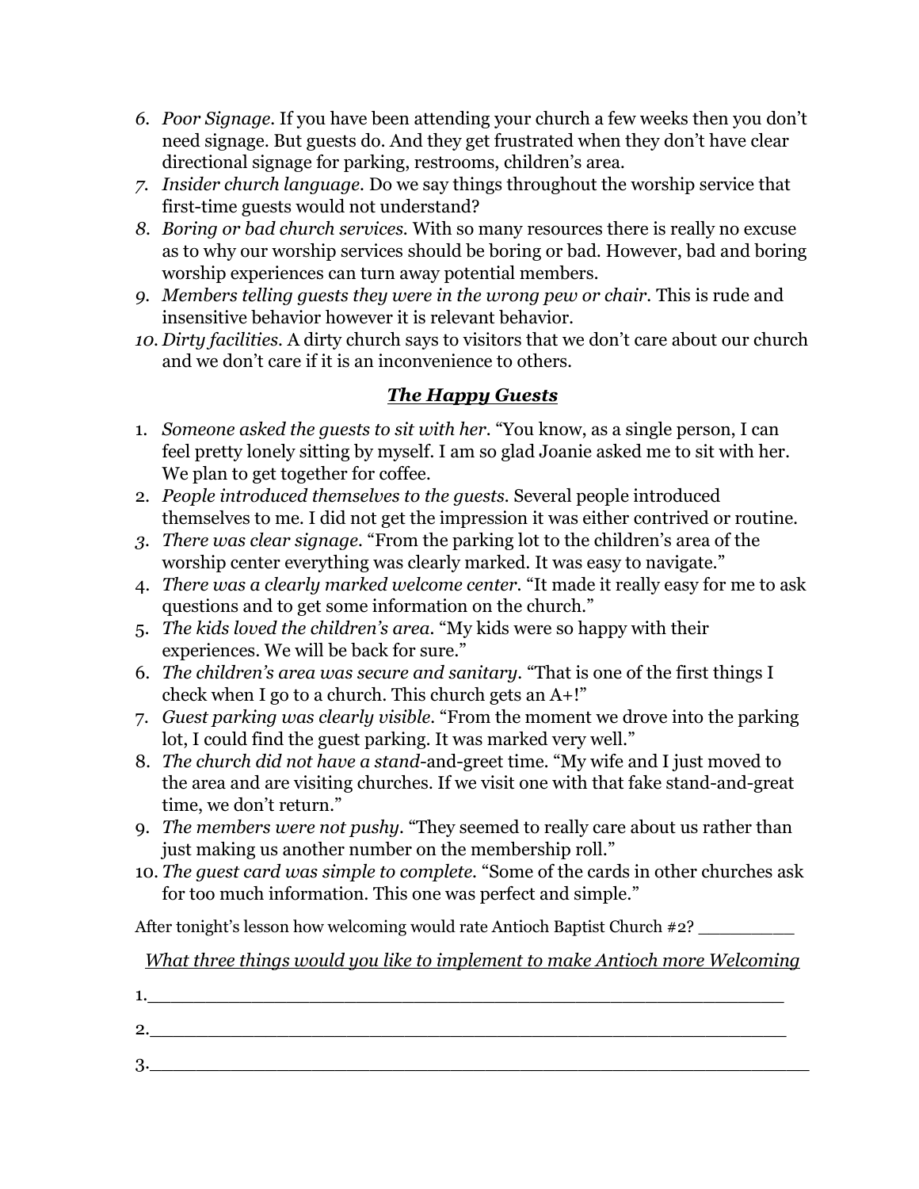6. *Poor Signage*. If you have been attending your church a few weeks then you don't need signage. But guests do. And they get frustrated when they don't have clear directional signage for parking, restrooms, children's area.
7. *Insider church language*. Do we say things throughout the worship service that first-time guests would not understand?
8. *Boring or bad church services.* With so many resources there is really no excuse as to why our worship services should be boring or bad. However, bad and boring worship experiences can turn away potential members.
9. *Members telling guests they were in the wrong pew or chair.* This is rude and insensitive behavior however it is relevant behavior.
10. *Dirty facilities*. A dirty church says to visitors that we don't care about our church and we don't care if it is an inconvenience to others.

## ***The Happy Guests***

1. *Someone asked the guests to sit with her*. "You know, as a single person, I can feel pretty lonely sitting by myself. I am so glad Joanie asked me to sit with her. We plan to get together for coffee.
2. *People introduced themselves to the guests*. Several people introduced themselves to me. I did not get the impression it was either contrived or routine.
3. *There was clear signage*. "From the parking lot to the children's area of the worship center everything was clearly marked. It was easy to navigate."
4. *There was a clearly marked welcome center*. "It made it really easy for me to ask questions and to get some information on the church."
5. *The kids loved the children's area*. "My kids were so happy with their experiences. We will be back for sure."
6. *The children's area was secure and sanitary*. "That is one of the first things I check when I go to a church. This church gets an A+!"
7. *Guest parking was clearly visible*. "From the moment we drove into the parking lot, I could find the guest parking. It was marked very well."
8. *The church did not have a stand*-and-greet time. "My wife and I just moved to the area and are visiting churches. If we visit one with that fake stand-and-great time, we don't return."
9. *The members were not pushy*. "They seemed to really care about us rather than just making us another number on the membership roll."
10. *The guest card was simple to complete*. "Some of the cards in other churches ask for too much information. This one was perfect and simple."

After tonight's lesson how welcoming would rate Antioch Baptist Church #2? _________

<u>*What three things would you like to implement to make Antioch more Welcoming*</u>

1.______________________________________________________________

2.______________________________________________________________

3.______________________________________________________________